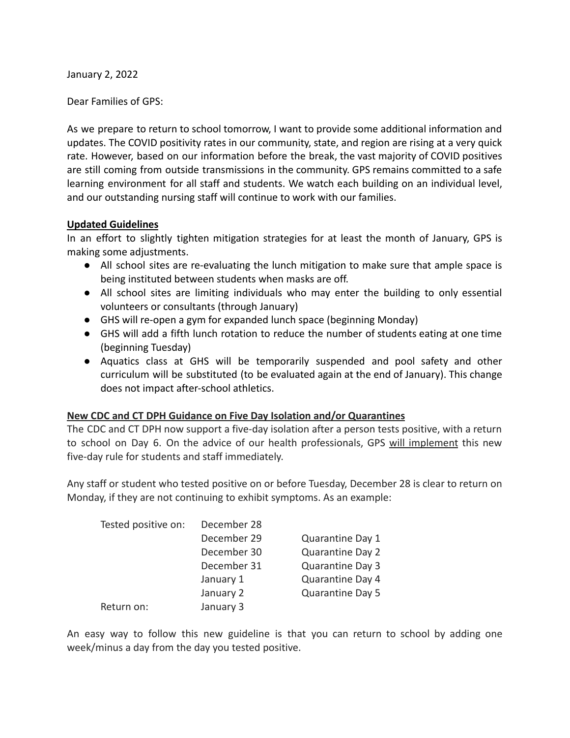January 2, 2022

Dear Families of GPS:

As we prepare to return to school tomorrow, I want to provide some additional information and updates. The COVID positivity rates in our community, state, and region are rising at a very quick rate. However, based on our information before the break, the vast majority of COVID positives are still coming from outside transmissions in the community. GPS remains committed to a safe learning environment for all staff and students. We watch each building on an individual level, and our outstanding nursing staff will continue to work with our families.

**Updated Guidelines**

In an effort to slightly tighten mitigation strategies for at least the month of January, GPS is making some adjustments.

- All school sites are re-evaluating the lunch mitigation to make sure that ample space is being instituted between students when masks are off.
- All school sites are limiting individuals who may enter the building to only essential volunteers or consultants (through January)
- GHS will re-open a gym for expanded lunch space (beginning Monday)
- GHS will add a fifth lunch rotation to reduce the number of students eating at one time (beginning Tuesday)
- Aquatics class at GHS will be temporarily suspended and pool safety and other curriculum will be substituted (to be evaluated again at the end of January). This change does not impact after-school athletics.

**New CDC and CT DPH Guidance on Five Day Isolation and/or Quarantines**

The CDC and CT DPH now support a five-day isolation after a person tests positive, with a return to school on Day 6. On the advice of our health professionals, GPS will implement this new five-day rule for students and staff immediately.

Any staff or student who tested positive on or before Tuesday, December 28 is clear to return on Monday, if they are not continuing to exhibit symptoms. As an example:

| | | |
|---|---|---|
| Tested positive on: | December 28 | |
| | December 29 | Quarantine Day 1 |
| | December 30 | Quarantine Day 2 |
| | December 31 | Quarantine Day 3 |
| | January 1 | Quarantine Day 4 |
| | January 2 | Quarantine Day 5 |
| Return on: | January 3 | |

An easy way to follow this new guideline is that you can return to school by adding one week/minus a day from the day you tested positive.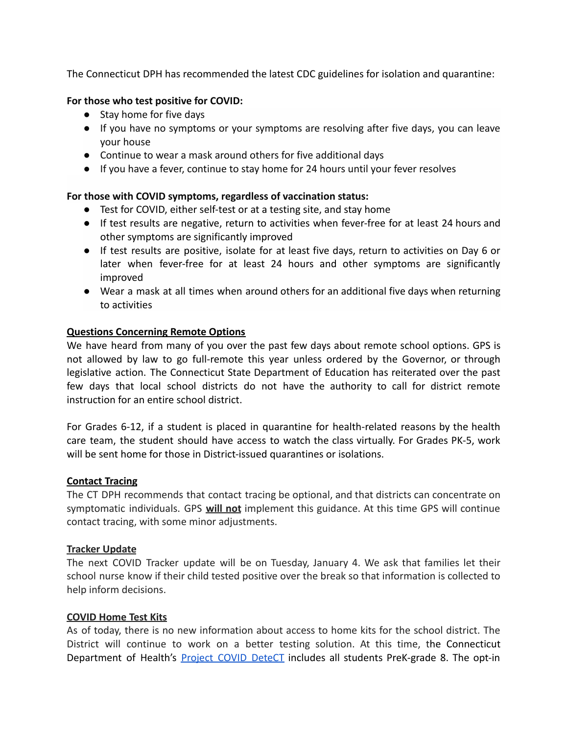The Connecticut DPH has recommended the latest CDC guidelines for isolation and quarantine:

**For those who test positive for COVID:**

- Stay home for five days
- If you have no symptoms or your symptoms are resolving after five days, you can leave your house
- Continue to wear a mask around others for five additional days
- If you have a fever, continue to stay home for 24 hours until your fever resolves

**For those with COVID symptoms, regardless of vaccination status:**

- Test for COVID, either self-test or at a testing site, and stay home
- If test results are negative, return to activities when fever-free for at least 24 hours and other symptoms are significantly improved
- If test results are positive, isolate for at least five days, return to activities on Day 6 or later when fever-free for at least 24 hours and other symptoms are significantly improved
- Wear a mask at all times when around others for an additional five days when returning to activities

**Questions Concerning Remote Options**

We have heard from many of you over the past few days about remote school options. GPS is not allowed by law to go full-remote this year unless ordered by the Governor, or through legislative action. The Connecticut State Department of Education has reiterated over the past few days that local school districts do not have the authority to call for district remote instruction for an entire school district.

For Grades 6-12, if a student is placed in quarantine for health-related reasons by the health care team, the student should have access to watch the class virtually. For Grades PK-5, work will be sent home for those in District-issued quarantines or isolations.

**Contact Tracing**

The CT DPH recommends that contact tracing be optional, and that districts can concentrate on symptomatic individuals. GPS **will not** implement this guidance. At this time GPS will continue contact tracing, with some minor adjustments.

**Tracker Update**

The next COVID Tracker update will be on Tuesday, January 4. We ask that families let their school nurse know if their child tested positive over the break so that information is collected to help inform decisions.

**COVID Home Test Kits**

As of today, there is no new information about access to home kits for the school district. The District will continue to work on a better testing solution. At this time, the Connecticut Department of Health's [Project COVID DeteCT] includes all students PreK-grade 8. The opt-in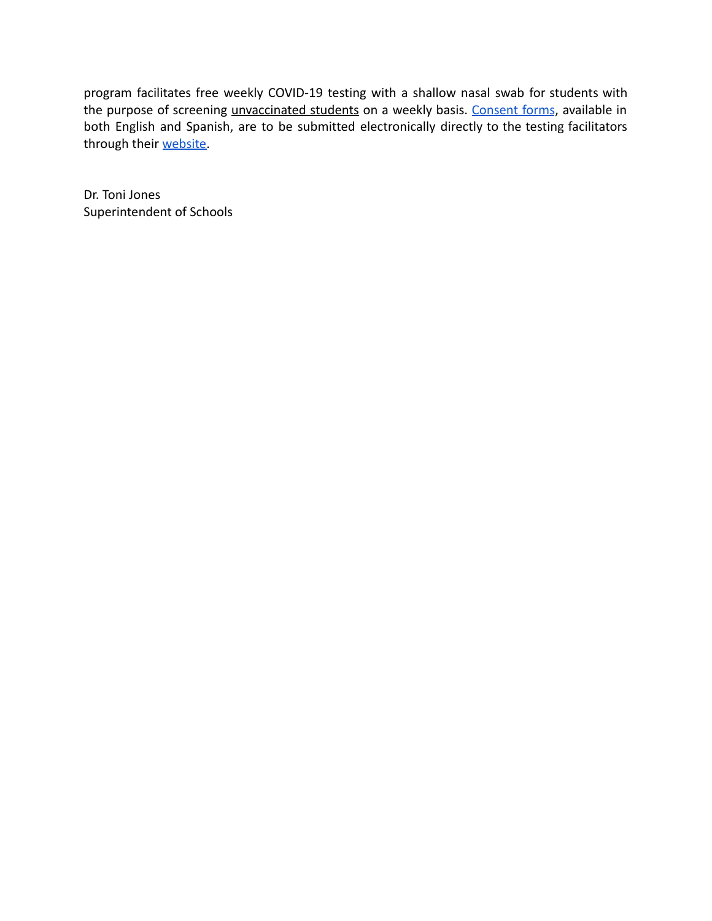program facilitates free weekly COVID-19 testing with a shallow nasal swab for students with the purpose of screening unvaccinated students on a weekly basis. Consent forms, available in both English and Spanish, are to be submitted electronically directly to the testing facilitators through their website.

Dr. Toni Jones  
Superintendent of Schools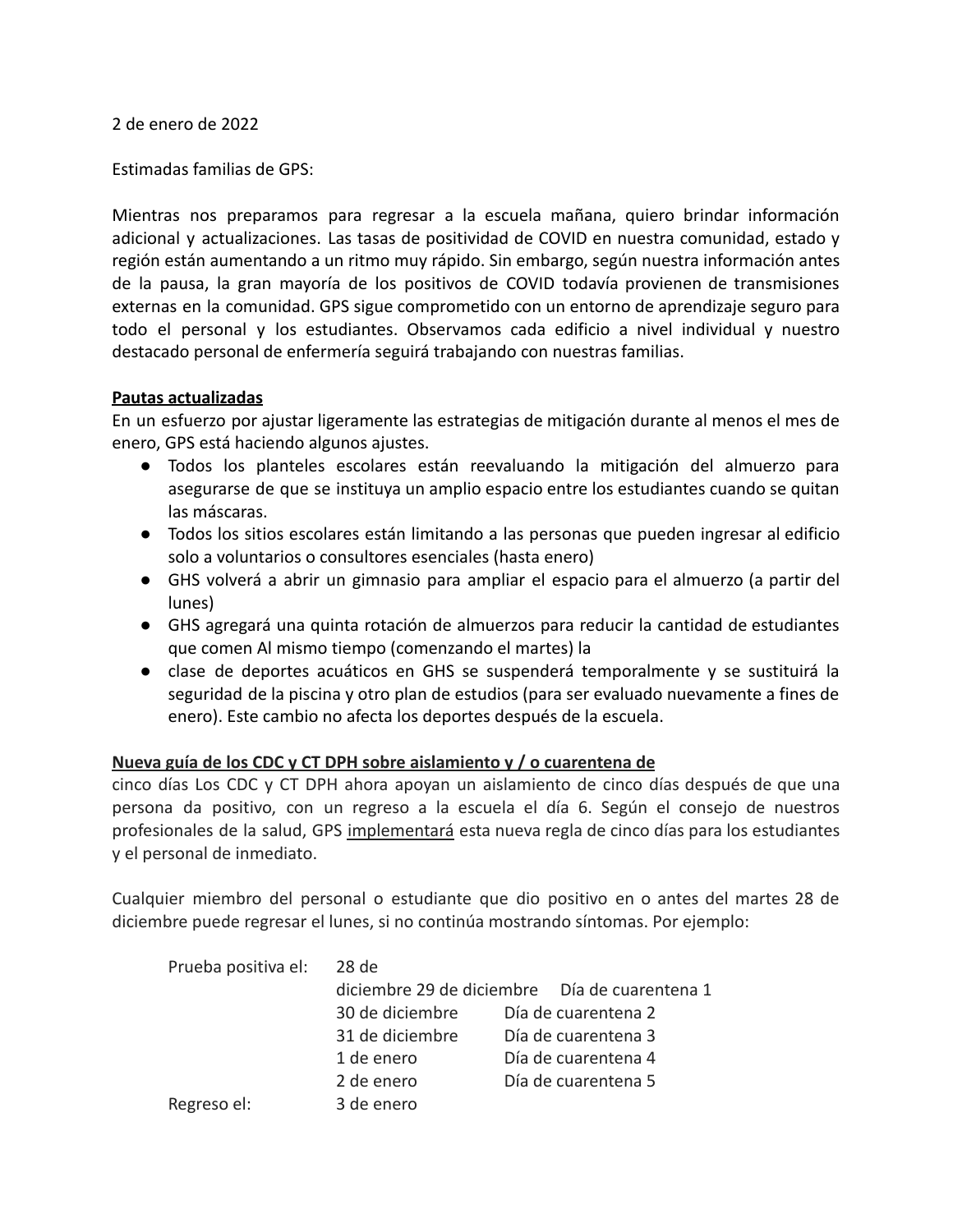2 de enero de 2022

Estimadas familias de GPS:

Mientras nos preparamos para regresar a la escuela mañana, quiero brindar información adicional y actualizaciones. Las tasas de positividad de COVID en nuestra comunidad, estado y región están aumentando a un ritmo muy rápido. Sin embargo, según nuestra información antes de la pausa, la gran mayoría de los positivos de COVID todavía provienen de transmisiones externas en la comunidad. GPS sigue comprometido con un entorno de aprendizaje seguro para todo el personal y los estudiantes. Observamos cada edificio a nivel individual y nuestro destacado personal de enfermería seguirá trabajando con nuestras familias.

**Pautas actualizadas**

En un esfuerzo por ajustar ligeramente las estrategias de mitigación durante al menos el mes de enero, GPS está haciendo algunos ajustes.

- Todos los planteles escolares están reevaluando la mitigación del almuerzo para asegurarse de que se instituya un amplio espacio entre los estudiantes cuando se quitan las máscaras.
- Todos los sitios escolares están limitando a las personas que pueden ingresar al edificio solo a voluntarios o consultores esenciales (hasta enero)
- GHS volverá a abrir un gimnasio para ampliar el espacio para el almuerzo (a partir del lunes)
- GHS agregará una quinta rotación de almuerzos para reducir la cantidad de estudiantes que comen Al mismo tiempo (comenzando el martes) la
- clase de deportes acuáticos en GHS se suspenderá temporalmente y se sustituirá la seguridad de la piscina y otro plan de estudios (para ser evaluado nuevamente a fines de enero). Este cambio no afecta los deportes después de la escuela.

**Nueva guía de los CDC y CT DPH sobre aislamiento y / o cuarentena de**
cinco días Los CDC y CT DPH ahora apoyan un aislamiento de cinco días después de que una persona da positivo, con un regreso a la escuela el día 6. Según el consejo de nuestros profesionales de la salud, GPS implementará esta nueva regla de cinco días para los estudiantes y el personal de inmediato.

Cualquier miembro del personal o estudiante que dio positivo en o antes del martes 28 de diciembre puede regresar el lunes, si no continúa mostrando síntomas. Por ejemplo:

| | | |
|---|---|---|
| Prueba positiva el: | 28 de diciembre | |
| | 29 de diciembre | Día de cuarentena 1 |
| | 30 de diciembre | Día de cuarentena 2 |
| | 31 de diciembre | Día de cuarentena 3 |
| | 1 de enero | Día de cuarentena 4 |
| | 2 de enero | Día de cuarentena 5 |
| Regreso el: | 3 de enero | |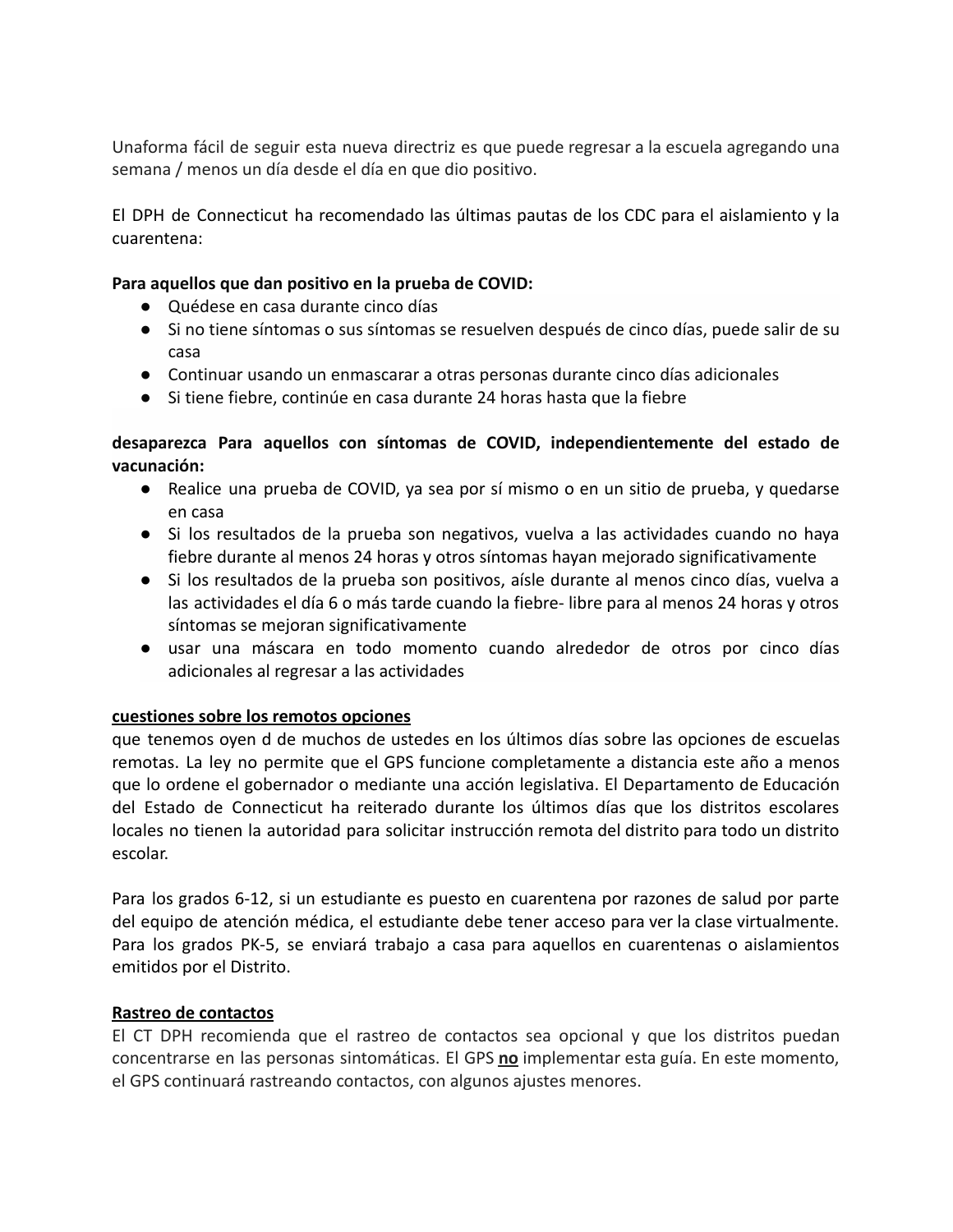Unaforma fácil de seguir esta nueva directriz es que puede regresar a la escuela agregando una semana / menos un día desde el día en que dio positivo.

El DPH de Connecticut ha recomendado las últimas pautas de los CDC para el aislamiento y la cuarentena:

**Para aquellos que dan positivo en la prueba de COVID:**

- Quédese en casa durante cinco días
- Si no tiene síntomas o sus síntomas se resuelven después de cinco días, puede salir de su casa
- Continuar usando un enmascarar a otras personas durante cinco días adicionales
- Si tiene fiebre, continúe en casa durante 24 horas hasta que la fiebre

**desaparezca Para aquellos con síntomas de COVID, independientemente del estado de vacunación:**

- Realice una prueba de COVID, ya sea por sí mismo o en un sitio de prueba, y quedarse en casa
- Si los resultados de la prueba son negativos, vuelva a las actividades cuando no haya fiebre durante al menos 24 horas y otros síntomas hayan mejorado significativamente
- Si los resultados de la prueba son positivos, aísle durante al menos cinco días, vuelva a las actividades el día 6 o más tarde cuando la fiebre- libre para al menos 24 horas y otros síntomas se mejoran significativamente
- usar una máscara en todo momento cuando alrededor de otros por cinco días adicionales al regresar a las actividades

**<u>cuestiones sobre los remotos opciones</u>**

que tenemos oyen d de muchos de ustedes en los últimos días sobre las opciones de escuelas remotas. La ley no permite que el GPS funcione completamente a distancia este año a menos que lo ordene el gobernador o mediante una acción legislativa. El Departamento de Educación del Estado de Connecticut ha reiterado durante los últimos días que los distritos escolares locales no tienen la autoridad para solicitar instrucción remota del distrito para todo un distrito escolar.

Para los grados 6-12, si un estudiante es puesto en cuarentena por razones de salud por parte del equipo de atención médica, el estudiante debe tener acceso para ver la clase virtualmente. Para los grados PK-5, se enviará trabajo a casa para aquellos en cuarentenas o aislamientos emitidos por el Distrito.

**<u>Rastreo de contactos</u>**

El CT DPH recomienda que el rastreo de contactos sea opcional y que los distritos puedan concentrarse en las personas sintomáticas. El GPS **<u>no</u>** implementar esta guía. En este momento, el GPS continuará rastreando contactos, con algunos ajustes menores.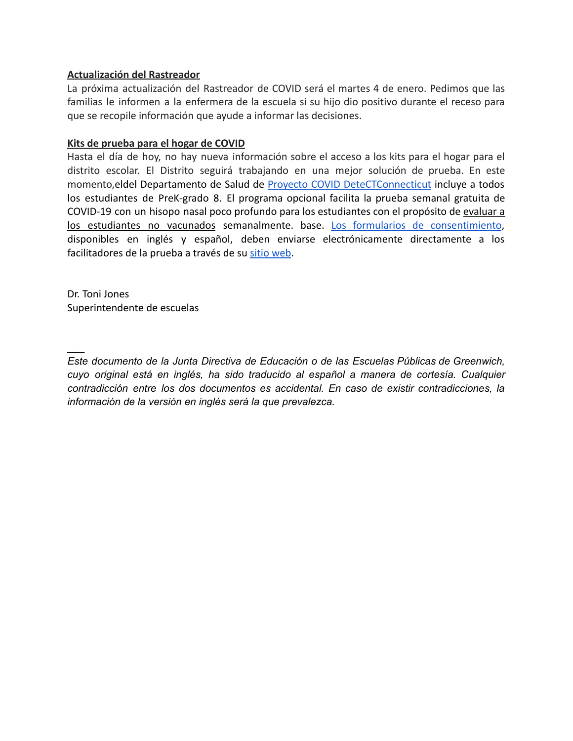**Actualización del Rastreador**

La próxima actualización del Rastreador de COVID será el martes 4 de enero. Pedimos que las familias le informen a la enfermera de la escuela si su hijo dio positivo durante el receso para que se recopile información que ayude a informar las decisiones.

**Kits de prueba para el hogar de COVID**

Hasta el día de hoy, no hay nueva información sobre el acceso a los kits para el hogar para el distrito escolar. El Distrito seguirá trabajando en una mejor solución de prueba. En este momento,eldel Departamento de Salud de Proyecto COVID DeteCTConnecticut incluye a todos los estudiantes de PreK-grado 8. El programa opcional facilita la prueba semanal gratuita de COVID-19 con un hisopo nasal poco profundo para los estudiantes con el propósito de evaluar a los estudiantes no vacunados semanalmente. base. Los formularios de consentimiento, disponibles en inglés y español, deben enviarse electrónicamente directamente a los facilitadores de la prueba a través de su sitio web.

Dr. Toni Jones
Superintendente de escuelas

---

*Este documento de la Junta Directiva de Educación o de las Escuelas Públicas de Greenwich, cuyo original está en inglés, ha sido traducido al español a manera de cortesía. Cualquier contradicción entre los dos documentos es accidental. En caso de existir contradicciones, la información de la versión en inglés será la que prevalezca.*